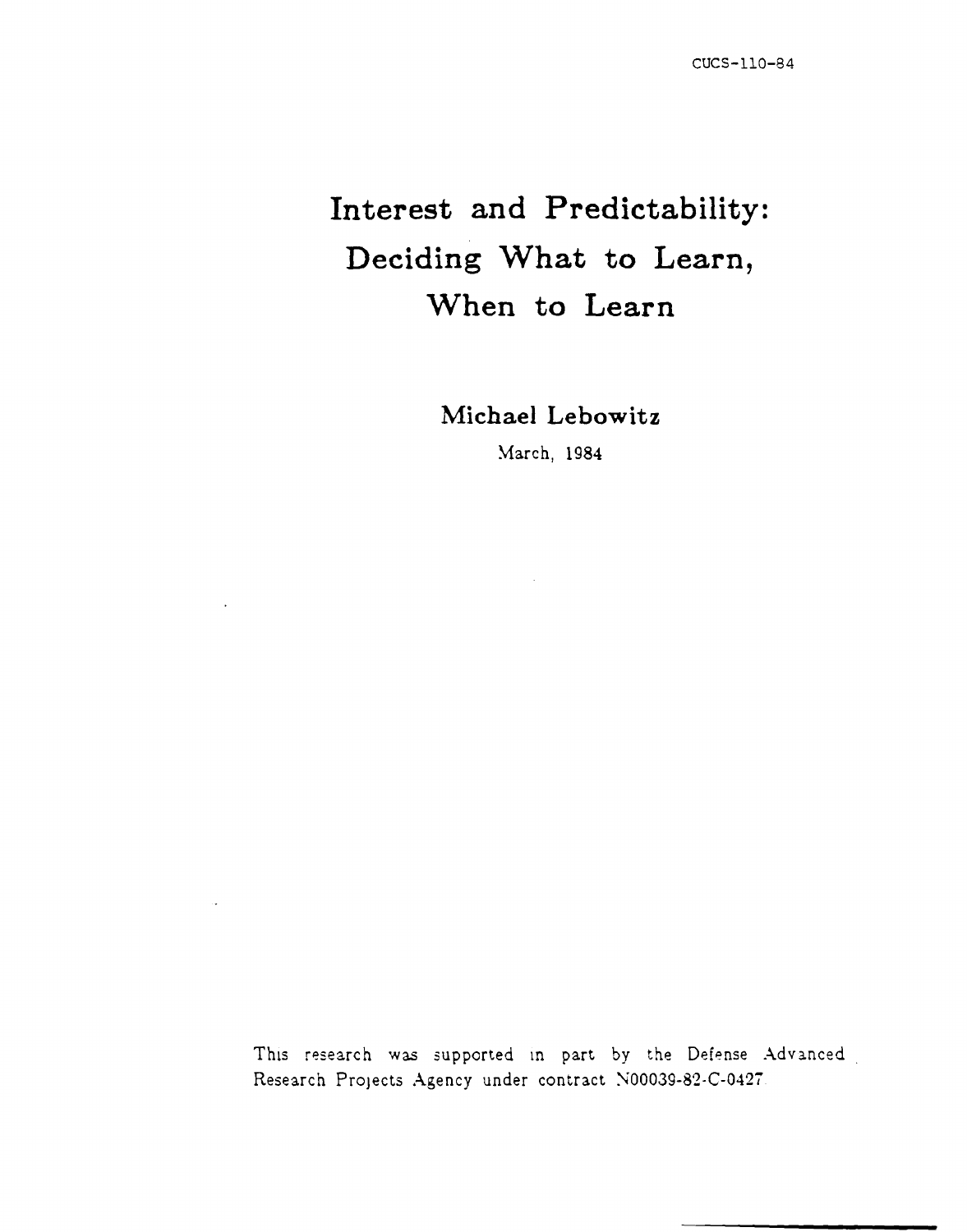CUCS-110-84

# Interest and Predictability: Deciding What to Learn, When to Learn

**Michael Lebowitz**

March, 1984

This research was supported in part by the Defense Advanced Research Projects Agency under contract N00039-82-C-0427.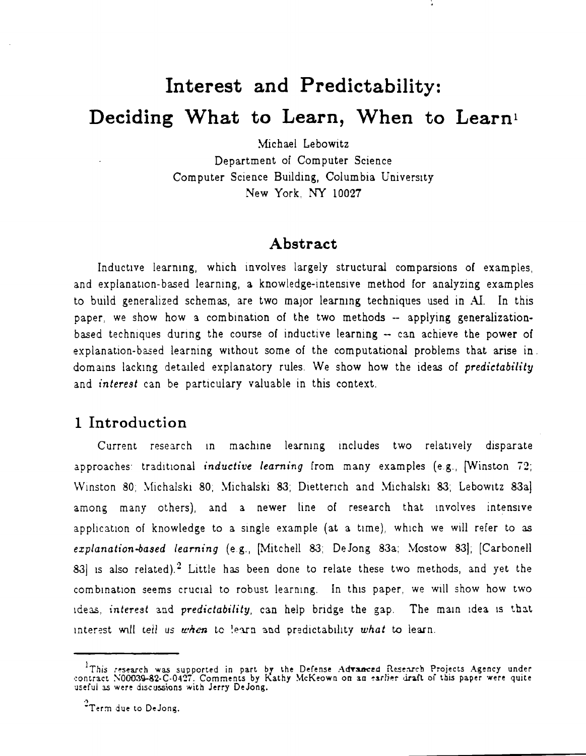# Interest and Predictability: Deciding What to Learn, When to Learn[1]

Michael Lebowitz
Department of Computer Science
Computer Science Building, Columbia University
New York, NY 10027

## Abstract

Inductive learning, which involves largely structural comparsions of examples, and explanation-based learning, a knowledge-intensive method for analyzing examples to build generalized schemas, are two major learning techniques used in AI. In this paper, we show how a combination of the two methods -- applying generalization-based techniques during the course of inductive learning -- can achieve the power of explanation-based learning without some of the computational problems that arise in domains lacking detailed explanatory rules. We show how the ideas of *predictability* and *interest* can be particulary valuable in this context.

## 1 Introduction

Current research in machine learning includes two relatively disparate approaches: traditional *inductive learning* from many examples (e.g., [Winston 72; Winston 80; Michalski 80; Michalski 83; Dietterich and Michalski 83; Lebowitz 83a] among many others), and a newer line of research that involves intensive application of knowledge to a single example (at a time), which we will refer to as *explanation-based learning* (e.g., [Mitchell 83; DeJong 83a; Mostow 83]; [Carbonell 83] is also related).[2] Little has been done to relate these two methods, and yet the combination seems crucial to robust learning. In this paper, we will show how two ideas, *interest* and *predictability*, can help bridge the gap. The main idea is that interest will *tell us when* to learn and predictability *what* to learn.

---

[1] This research was supported in part by the Defense Advanced Research Projects Agency under contract N00039-82-C-0427. Comments by Kathy McKeown on an earlier draft of this paper were quite useful as were discussions with Jerry DeJong.

[2] Term due to DeJong.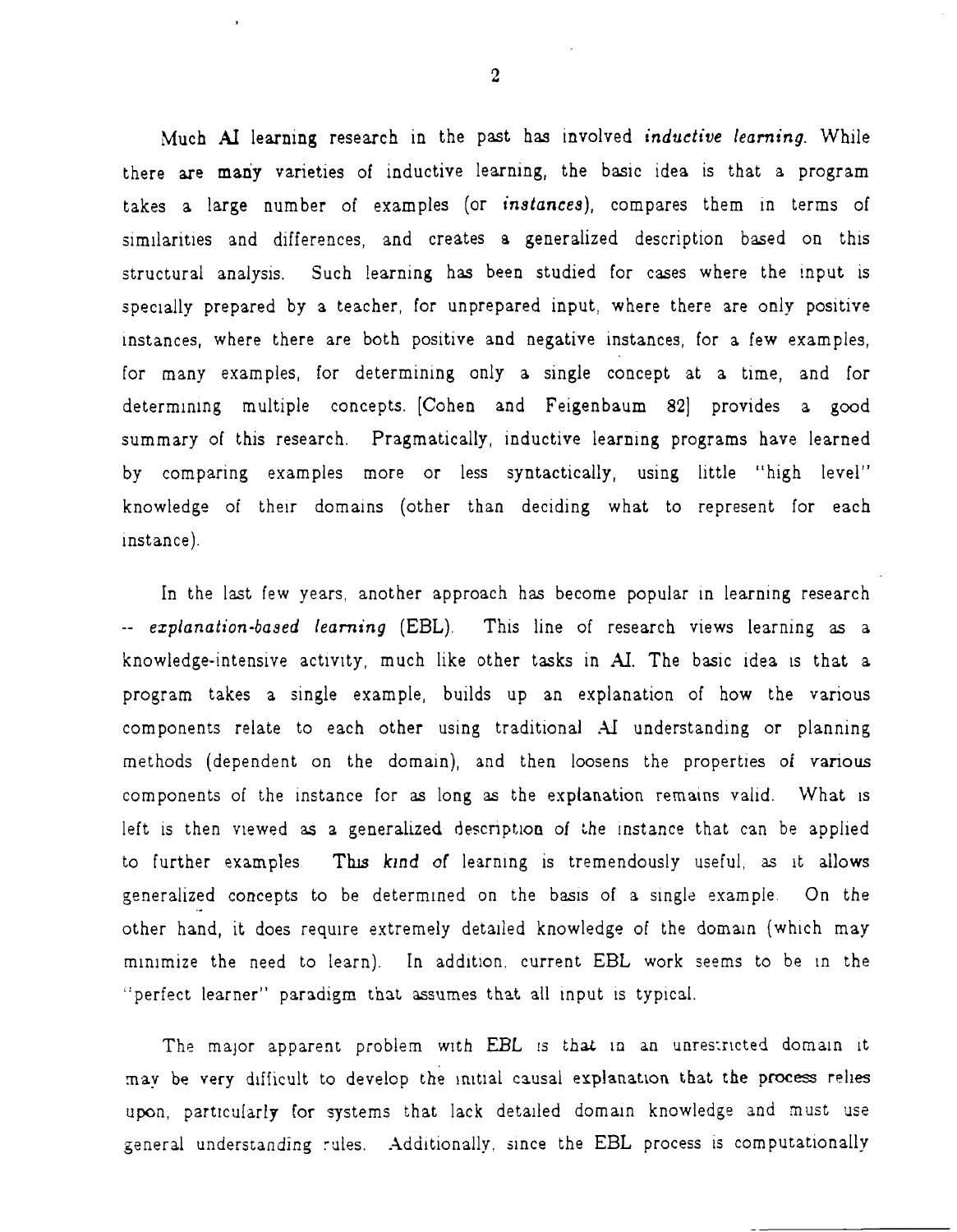Much AI learning research in the past has involved *inductive learning*. While there are many varieties of inductive learning, the basic idea is that a program takes a large number of examples (or *instances*), compares them in terms of similarities and differences, and creates a generalized description based on this structural analysis. Such learning has been studied for cases where the input is specially prepared by a teacher, for unprepared input, where there are only positive instances, where there are both positive and negative instances, for a few examples, for many examples, for determining only a single concept at a time, and for determining multiple concepts. [Cohen and Feigenbaum 82] provides a good summary of this research. Pragmatically, inductive learning programs have learned by comparing examples more or less syntactically, using little "high level" knowledge of their domains (other than deciding what to represent for each instance).

In the last few years, another approach has become popular in learning research -- *explanation-based learning* (EBL). This line of research views learning as a knowledge-intensive activity, much like other tasks in AI. The basic idea is that a program takes a single example, builds up an explanation of how the various components relate to each other using traditional AI understanding or planning methods (dependent on the domain), and then loosens the properties of various components of the instance for as long as the explanation remains valid. What is left is then viewed as a generalized description of the instance that can be applied to further examples. This kind of learning is tremendously useful, as it allows generalized concepts to be determined on the basis of a single example. On the other hand, it does require extremely detailed knowledge of the domain (which may minimize the need to learn). In addition, current EBL work seems to be in the "perfect learner" paradigm that assumes that all input is typical.

The major apparent problem with EBL is that in an unrestricted domain it may be very difficult to develop the initial causal explanation that the process relies upon, particularly for systems that lack detailed domain knowledge and must use general understanding rules. Additionally, since the EBL process is computationally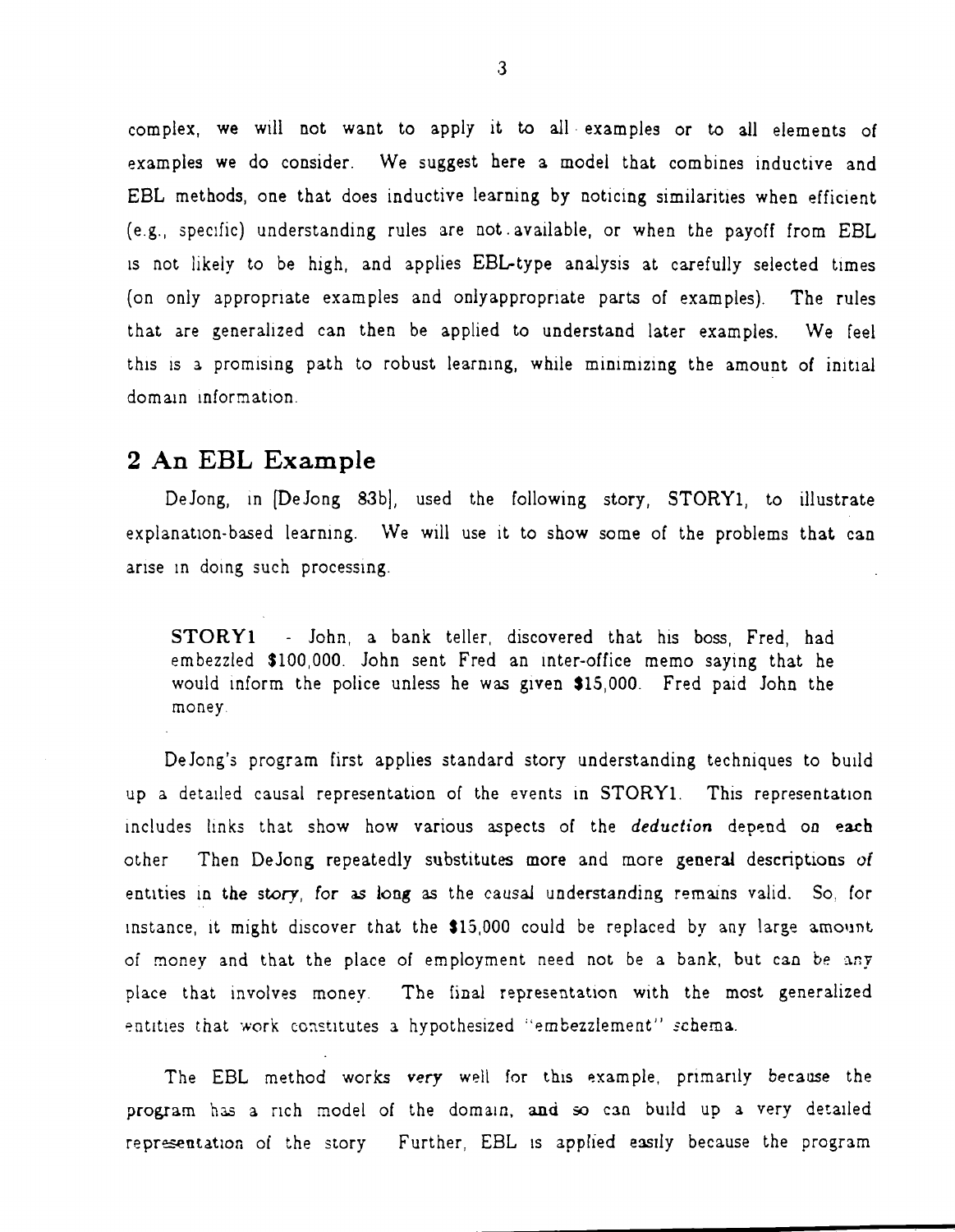complex, we will not want to apply it to all examples or to all elements of examples we do consider. We suggest here a model that combines inductive and EBL methods, one that does inductive learning by noticing similarities when efficient (e.g., specific) understanding rules are not available, or when the payoff from EBL is not likely to be high, and applies EBL-type analysis at carefully selected times (on only appropriate examples and onlyappropriate parts of examples). The rules that are generalized can then be applied to understand later examples. We feel this is a promising path to robust learning, while minimizing the amount of initial domain information.

## 2 An EBL Example

DeJong, in [DeJong 83b], used the following story, STORY1, to illustrate explanation-based learning. We will use it to show some of the problems that can arise in doing such processing.

> **STORY1** - John, a bank teller, discovered that his boss, Fred, had embezzled $100,000. John sent Fred an inter-office memo saying that he would inform the police unless he was given $15,000. Fred paid John the money.

DeJong's program first applies standard story understanding techniques to build up a detailed causal representation of the events in STORY1. This representation includes links that show how various aspects of the *deduction* depend on each other Then DeJong repeatedly substitutes more and more general descriptions of entities in the story, for as long as the causal understanding remains valid. So, for instance, it might discover that the $15,000 could be replaced by any large amount of money and that the place of employment need not be a bank, but can be any place that involves money. The final representation with the most generalized entities that work constitutes a hypothesized "embezzlement" schema.

The EBL method works very well for this example, primarily because the program has a rich model of the domain, and so can build up a very detailed representation of the story Further, EBL is applied easily because the program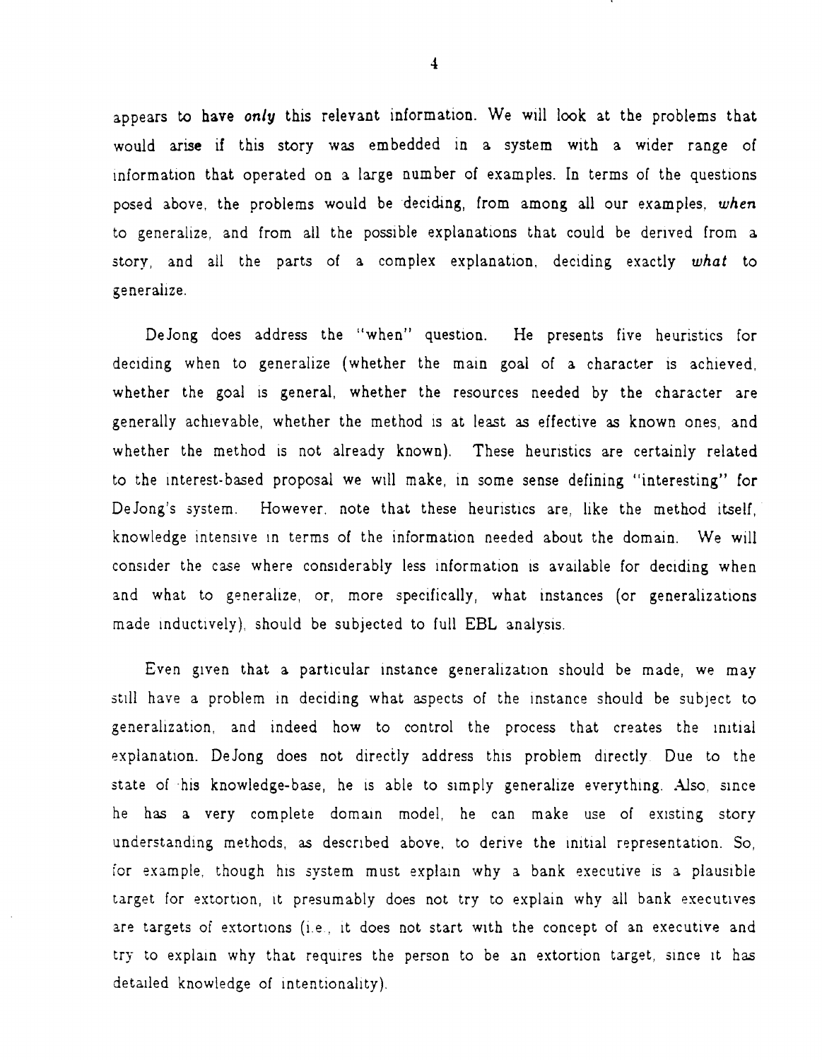appears to have *only* this relevant information. We will look at the problems that would arise if this story was embedded in a system with a wider range of information that operated on a large number of examples. In terms of the questions posed above, the problems would be deciding, from among all our examples, *when* to generalize, and from all the possible explanations that could be derived from a story, and all the parts of a complex explanation, deciding exactly *what* to generalize.

DeJong does address the "when" question. He presents five heuristics for deciding when to generalize (whether the main goal of a character is achieved, whether the goal is general, whether the resources needed by the character are generally achievable, whether the method is at least as effective as known ones, and whether the method is not already known). These heuristics are certainly related to the interest-based proposal we will make, in some sense defining "interesting" for DeJong's system. However, note that these heuristics are, like the method itself, knowledge intensive in terms of the information needed about the domain. We will consider the case where considerably less information is available for deciding when and what to generalize, or, more specifically, what instances (or generalizations made inductively), should be subjected to full EBL analysis.

Even given that a particular instance generalization should be made, we may still have a problem in deciding what aspects of the instance should be subject to generalization, and indeed how to control the process that creates the initial explanation. DeJong does not directly address this problem directly. Due to the state of his knowledge-base, he is able to simply generalize everything. Also, since he has a very complete domain model, he can make use of existing story understanding methods, as described above, to derive the initial representation. So, for example, though his system must explain why a bank executive is a plausible target for extortion, it presumably does not try to explain why all bank executives are targets of extortions (i.e., it does not start with the concept of an executive and try to explain why that requires the person to be an extortion target, since it has detailed knowledge of intentionality).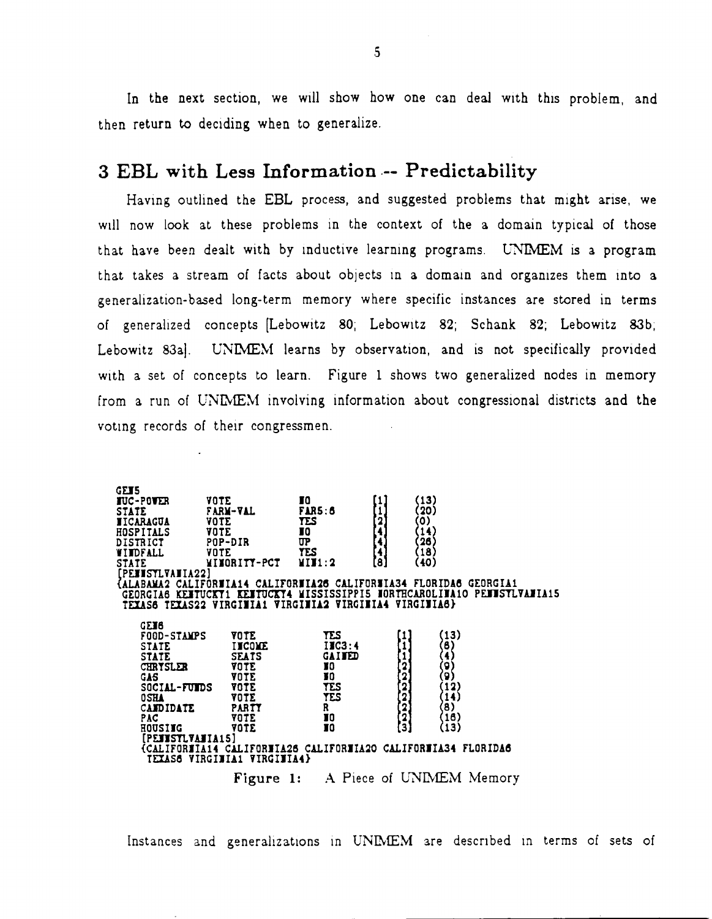In the next section, we will show how one can deal with this problem, and then return to deciding when to generalize.

## 3 EBL with Less Information -- Predictability

Having outlined the EBL process, and suggested problems that might arise, we will now look at these problems in the context of the a domain typical of those that have been dealt with by inductive learning programs. UNIMEM is a program that takes a stream of facts about objects in a domain and organizes them into a generalization-based long-term memory where specific instances are stored in terms of generalized concepts [Lebowitz 80; Lebowitz 82; Schank 82; Lebowitz 83b; Lebowitz 83a]. UNIMEM learns by observation, and is not specifically provided with a set of concepts to learn. Figure 1 shows two generalized nodes in memory from a run of UNIMEM involving information about congressional districts and the voting records of their congressmen.

```
GEN5
NUC-POWER     VOTE          NO          [1]    (13)
STATE         FARM-VAL      FAR5:6      [1]    (20)
NICARAGUA     VOTE          YES         [2]    (0)
HOSPITALS     VOTE          NO          [4]    (14)
DISTRICT      POP-DIR       UP          [4]    (26)
WINDFALL      VOTE          YES         [4]    (18)
STATE         MINORITY-PCT  MIN1:2      [8]    (40)
[PENNSYLVANIA22]
{ALABAMA2 CALIFORNIA14 CALIFORNIA26 CALIFORNIA34 FLORIDA6 GEORGIA1
 GEORGIA6 KENTUCKY1 KENTUCKY4 MISSISSIPPI5 NORTHCAROLINA10 PENNSYLVANIA15
 TEXAS6 TEXAS22 VIRGINIA1 VIRGINIA2 VIRGINIA4 VIRGINIA6}

  GEN6
  FOOD-STAMPS   VOTE        YES         [1]    (13)
  STATE         INCOME      INC3:4      [1]    (6)
  STATE         SEATS       GAINED      [1]    (4)
  CHRYSLER      VOTE        NO          [2]    (9)
  GAS           VOTE        NO          [2]    (9)
  SOCIAL-FUNDS  VOTE        YES         [2]    (12)
  OSHA          VOTE        YES         [2]    (14)
  CANDIDATE     PARTY       R           [2]    (8)
  PAC           VOTE        NO          [2]    (16)
  HOUSING       VOTE        NO          [3]    (13)
  [PENNSYLVANIA15]
  {CALIFORNIA14 CALIFORNIA26 CALIFORNIA20 CALIFORNIA34 FLORIDA6
   TEXAS6 VIRGINIA1 VIRGINIA4}
```

**Figure 1:** A Piece of UNIMEM Memory

Instances and generalizations in UNIMEM are described in terms of sets of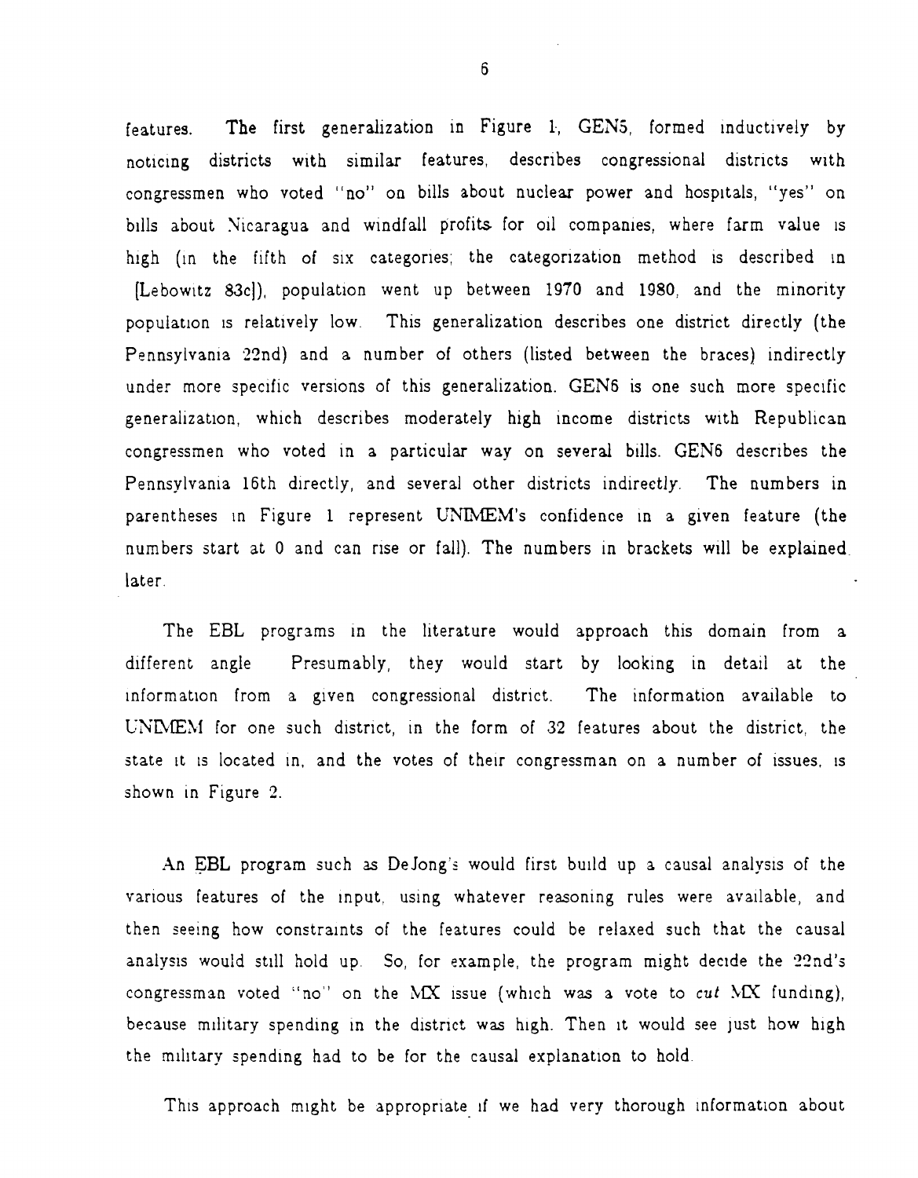features. The first generalization in Figure 1, GEN5, formed inductively by noticing districts with similar features, describes congressional districts with congressmen who voted "no" on bills about nuclear power and hospitals, "yes" on bills about Nicaragua and windfall profits for oil companies, where farm value is high (in the fifth of six categories; the categorization method is described in [Lebowitz 83c]), population went up between 1970 and 1980, and the minority population is relatively low. This generalization describes one district directly (the Pennsylvania 22nd) and a number of others (listed between the braces) indirectly under more specific versions of this generalization. GEN6 is one such more specific generalization, which describes moderately high income districts with Republican congressmen who voted in a particular way on several bills. GEN6 describes the Pennsylvania 16th directly, and several other districts indirectly. The numbers in parentheses in Figure 1 represent UNIMEM's confidence in a given feature (the numbers start at 0 and can rise or fall). The numbers in brackets will be explained later.

The EBL programs in the literature would approach this domain from a different angle. Presumably, they would start by looking in detail at the information from a given congressional district. The information available to UNIMEM for one such district, in the form of 32 features about the district, the state it is located in, and the votes of their congressman on a number of issues, is shown in Figure 2.

An EBL program such as DeJong's would first build up a causal analysis of the various features of the input, using whatever reasoning rules were available, and then seeing how constraints of the features could be relaxed such that the causal analysis would still hold up. So, for example, the program might decide the 22nd's congressman voted "no" on the MX issue (which was a vote to *cut* MX funding), because military spending in the district was high. Then it would see just how high the military spending had to be for the causal explanation to hold.

This approach might be appropriate if we had very thorough information about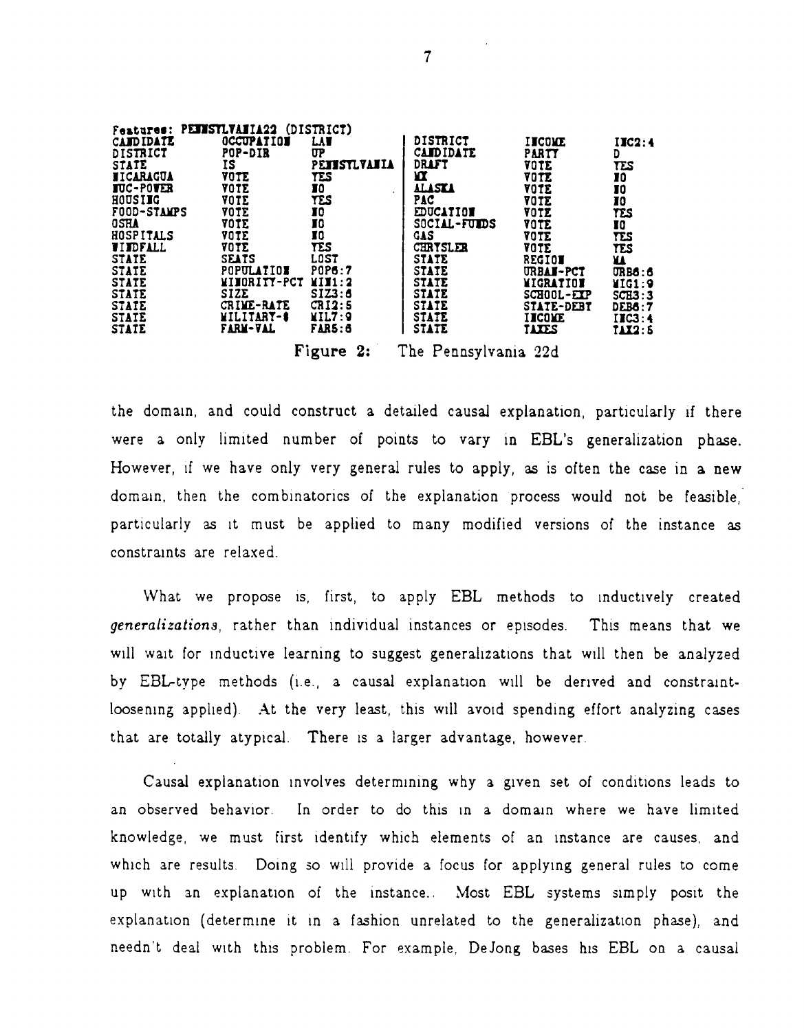Features: PENNSYLVANIA22 (DISTRICT)

| | | | | | |
|---|---|---|---|---|---|
| CANDIDATE | OCCUPATION | LAW | DISTRICT | INCOME | INC2:4 |
| DISTRICT | POP-DIR | UP | CANDIDATE | PARTY | D |
| STATE | IS | PENNSYLVANIA | DRAFT | VOTE | YES |
| NICARAGUA | VOTE | YES | MX | VOTE | NO |
| NUC-POWER | VOTE | NO | ALASKA | VOTE | NO |
| HOUSING | VOTE | YES | PAC | VOTE | NO |
| FOOD-STAMPS | VOTE | NO | EDUCATION | VOTE | YES |
| OSHA | VOTE | NO | SOCIAL-FUNDS | VOTE | NO |
| HOSPITALS | VOTE | NO | GAS | VOTE | YES |
| WINDFALL | VOTE | YES | CHRYSLER | VOTE | YES |
| STATE | SEATS | LOST | STATE | REGION | MA |
| STATE | POPULATION | POP6:7 | STATE | URBAN-PCT | URB6:6 |
| STATE | MINORITY-PCT | MIN1:2 | STATE | MIGRATION | MIG1:9 |
| STATE | SIZE | SIZ3:6 | STATE | SCHOOL-EXP | SCH3:3 |
| STATE | CRIME-RATE | CRI2:5 | STATE | STATE-DEBT | DEB6:7 |
| STATE | MILITARY-$ | MIL7:9 | STATE | INCOME | INC3:4 |
| STATE | FARM-VAL | FAR5:6 | STATE | TAXES | TAX2:5 |

**Figure 2:** The Pennsylvania 22d

the domain, and could construct a detailed causal explanation, particularly if there were a only limited number of points to vary in EBL's generalization phase. However, if we have only very general rules to apply, as is often the case in a new domain, then the combinatorics of the explanation process would not be feasible, particularly as it must be applied to many modified versions of the instance as constraints are relaxed.

What we propose is, first, to apply EBL methods to inductively created *generalizations*, rather than individual instances or episodes. This means that we will wait for inductive learning to suggest generalizations that will then be analyzed by EBL-type methods (i.e., a causal explanation will be derived and constraint-loosening applied). At the very least, this will avoid spending effort analyzing cases that are totally atypical. There is a larger advantage, however.

Causal explanation involves determining why a given set of conditions leads to an observed behavior. In order to do this in a domain where we have limited knowledge, we must first identify which elements of an instance are causes, and which are results. Doing so will provide a focus for applying general rules to come up with an explanation of the instance.. Most EBL systems simply posit the explanation (determine it in a fashion unrelated to the generalization phase), and needn't deal with this problem. For example, DeJong bases his EBL on a causal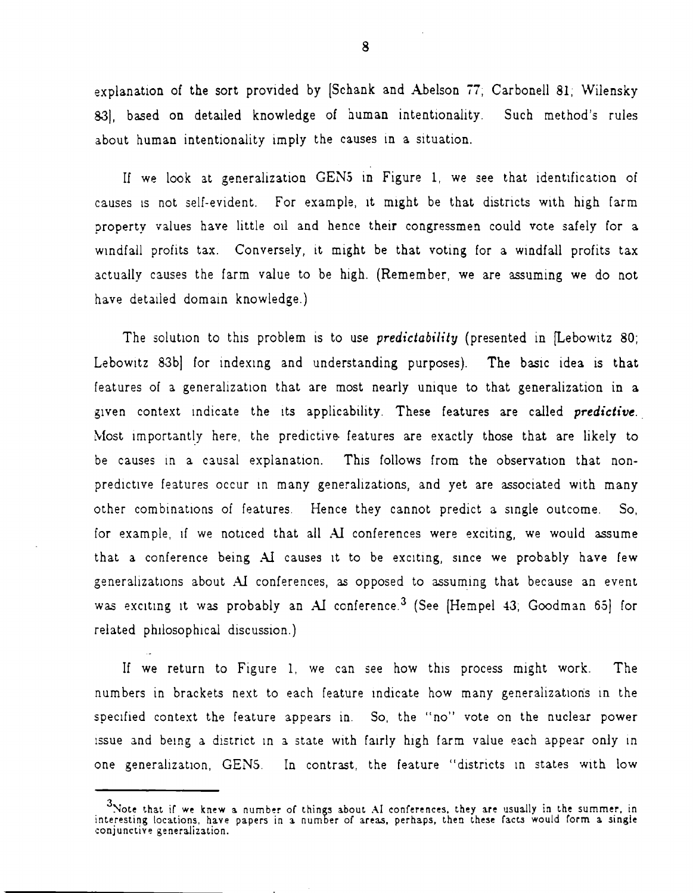explanation of the sort provided by [Schank and Abelson 77; Carbonell 81; Wilensky 83], based on detailed knowledge of human intentionality. Such method's rules about human intentionality imply the causes in a situation.

If we look at generalization GEN5 in Figure 1, we see that identification of causes is not self-evident. For example, it might be that districts with high farm property values have little oil and hence their congressmen could vote safely for a windfall profits tax. Conversely, it might be that voting for a windfall profits tax actually causes the farm value to be high. (Remember, we are assuming we do not have detailed domain knowledge.)

The solution to this problem is to use *predictability* (presented in [Lebowitz 80; Lebowitz 83b] for indexing and understanding purposes). The basic idea is that features of a generalization that are most nearly unique to that generalization in a given context indicate the its applicability. These features are called *predictive*. Most importantly here, the predictive features are exactly those that are likely to be causes in a causal explanation. This follows from the observation that non-predictive features occur in many generalizations, and yet are associated with many other combinations of features. Hence they cannot predict a single outcome. So, for example, if we noticed that all AI conferences were exciting, we would assume that a conference being AI causes it to be exciting, since we probably have few generalizations about AI conferences, as opposed to assuming that because an event was exciting it was probably an AI conference.[3] (See [Hempel 43; Goodman 65] for related philosophical discussion.)

If we return to Figure 1, we can see how this process might work. The numbers in brackets next to each feature indicate how many generalizations in the specified context the feature appears in. So, the "no" vote on the nuclear power issue and being a district in a state with fairly high farm value each appear only in one generalization, GEN5. In contrast, the feature "districts in states with low

[3] Note that if we knew a number of things about AI conferences, they are usually in the summer, in interesting locations, have papers in a number of areas, perhaps, then these facts would form a single conjunctive generalization.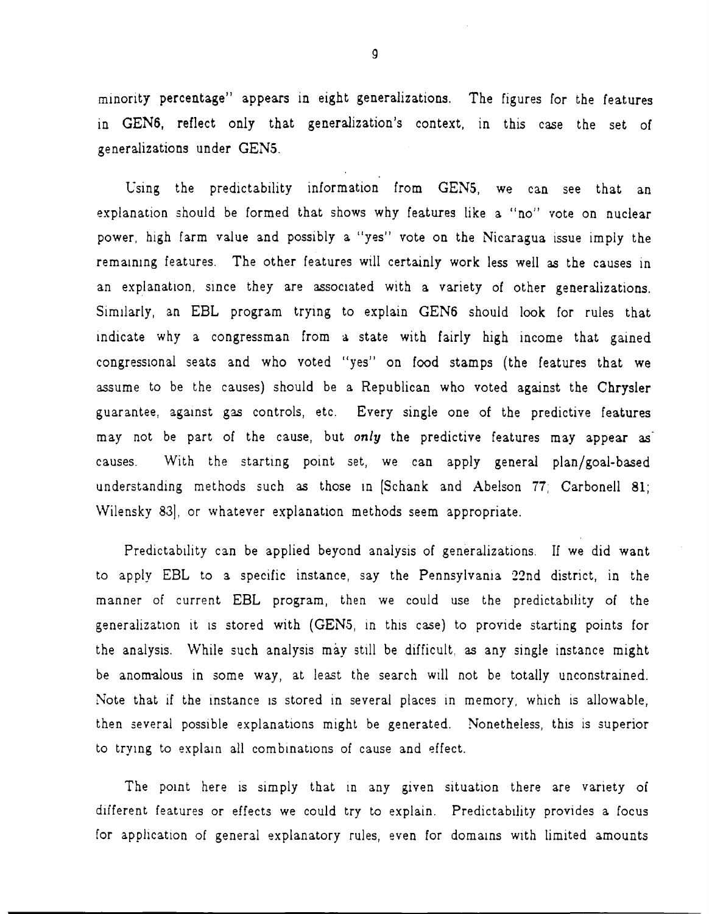minority percentage" appears in eight generalizations. The figures for the features in GEN6, reflect only that generalization's context, in this case the set of generalizations under GEN5.

Using the predictability information from GEN5, we can see that an explanation should be formed that shows why features like a "no" vote on nuclear power, high farm value and possibly a "yes" vote on the Nicaragua issue imply the remaining features. The other features will certainly work less well as the causes in an explanation, since they are associated with a variety of other generalizations. Similarly, an EBL program trying to explain GEN6 should look for rules that indicate why a congressman from a state with fairly high income that gained congressional seats and who voted "yes" on food stamps (the features that we assume to be the causes) should be a Republican who voted against the Chrysler guarantee, against gas controls, etc. Every single one of the predictive features may not be part of the cause, but *only* the predictive features may appear as causes. With the starting point set, we can apply general plan/goal-based understanding methods such as those in [Schank and Abelson 77; Carbonell 81; Wilensky 83], or whatever explanation methods seem appropriate.

Predictability can be applied beyond analysis of generalizations. If we did want to apply EBL to a specific instance, say the Pennsylvania 22nd district, in the manner of current EBL program, then we could use the predictability of the generalization it is stored with (GEN5, in this case) to provide starting points for the analysis. While such analysis may still be difficult, as any single instance might be anomalous in some way, at least the search will not be totally unconstrained. Note that if the instance is stored in several places in memory, which is allowable, then several possible explanations might be generated. Nonetheless, this is superior to trying to explain all combinations of cause and effect.

The point here is simply that in any given situation there are variety of different features or effects we could try to explain. Predictability provides a focus for application of general explanatory rules, even for domains with limited amounts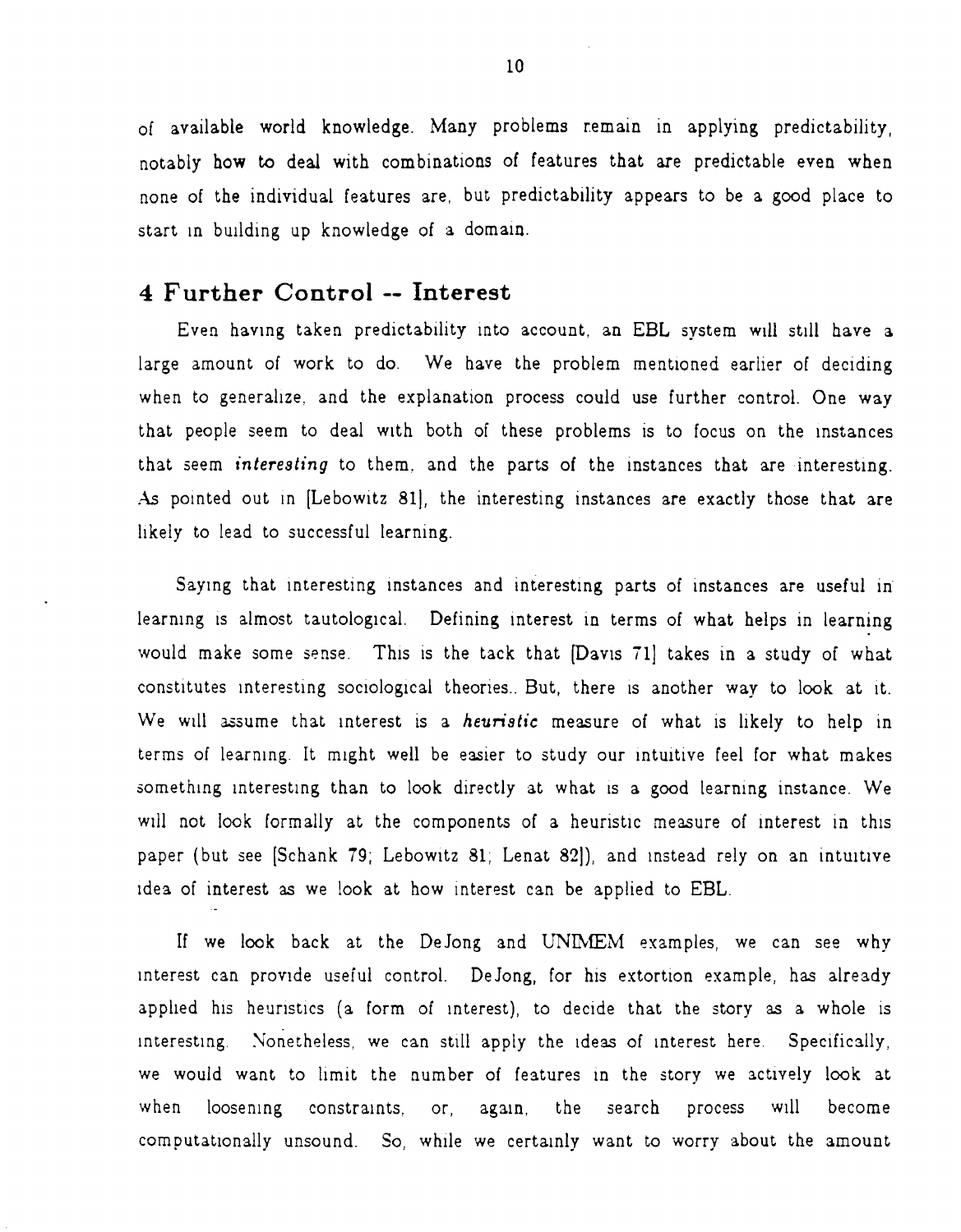of available world knowledge. Many problems remain in applying predictability, notably how to deal with combinations of features that are predictable even when none of the individual features are, but predictability appears to be a good place to start in building up knowledge of a domain.

## 4 Further Control -- Interest

Even having taken predictability into account, an EBL system will still have a large amount of work to do. We have the problem mentioned earlier of deciding when to generalize, and the explanation process could use further control. One way that people seem to deal with both of these problems is to focus on the instances that seem *interesting* to them, and the parts of the instances that are interesting. As pointed out in [Lebowitz 81], the interesting instances are exactly those that are likely to lead to successful learning.

Saying that interesting instances and interesting parts of instances are useful in learning is almost tautological. Defining interest in terms of what helps in learning would make some sense. This is the tack that [Davis 71] takes in a study of what constitutes interesting sociological theories.. But, there is another way to look at it. We will assume that interest is a *heuristic* measure of what is likely to help in terms of learning. It might well be easier to study our intuitive feel for what makes something interesting than to look directly at what is a good learning instance. We will not look formally at the components of a heuristic measure of interest in this paper (but see [Schank 79; Lebowitz 81; Lenat 82]), and instead rely on an intuitive idea of interest as we look at how interest can be applied to EBL.

If we look back at the DeJong and UNIMEM examples, we can see why interest can provide useful control. DeJong, for his extortion example, has already applied his heuristics (a form of interest), to decide that the story as a whole is interesting. Nonetheless, we can still apply the ideas of interest here. Specifically, we would want to limit the number of features in the story we actively look at when loosening constraints, or, again, the search process will become computationally unsound. So, while we certainly want to worry about the amount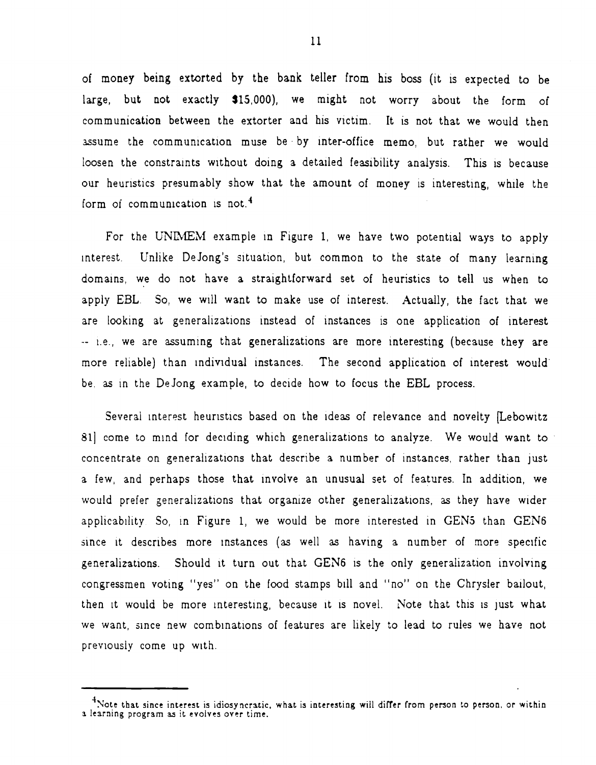of money being extorted by the bank teller from his boss (it is expected to be large, but not exactly $15,000), we might not worry about the form of communication between the extorter and his victim. It is not that we would then assume the communication muse be by inter-office memo, but rather we would loosen the constraints without doing a detailed feasibility analysis. This is because our heuristics presumably show that the amount of money is interesting, while the form of communication is not.[4]

For the UNIMEM example in Figure 1, we have two potential ways to apply interest. Unlike DeJong's situation, but common to the state of many learning domains, we do not have a straightforward set of heuristics to tell us when to apply EBL. So, we will want to make use of interest. Actually, the fact that we are looking at generalizations instead of instances is one application of interest -- i.e., we are assuming that generalizations are more interesting (because they are more reliable) than individual instances. The second application of interest would be, as in the DeJong example, to decide how to focus the EBL process.

Several interest heuristics based on the ideas of relevance and novelty [Lebowitz 81] come to mind for deciding which generalizations to analyze. We would want to concentrate on generalizations that describe a number of instances, rather than just a few, and perhaps those that involve an unusual set of features. In addition, we would prefer generalizations that organize other generalizations, as they have wider applicability. So, in Figure 1, we would be more interested in GEN5 than GEN6 since it describes more instances (as well as having a number of more specific generalizations. Should it turn out that GEN6 is the only generalization involving congressmen voting "yes" on the food stamps bill and "no" on the Chrysler bailout, then it would be more interesting, because it is novel. Note that this is just what we want, since new combinations of features are likely to lead to rules we have not previously come up with.

[4] Note that since interest is idiosyncratic, what is interesting will differ from person to person, or within a learning program as it evolves over time.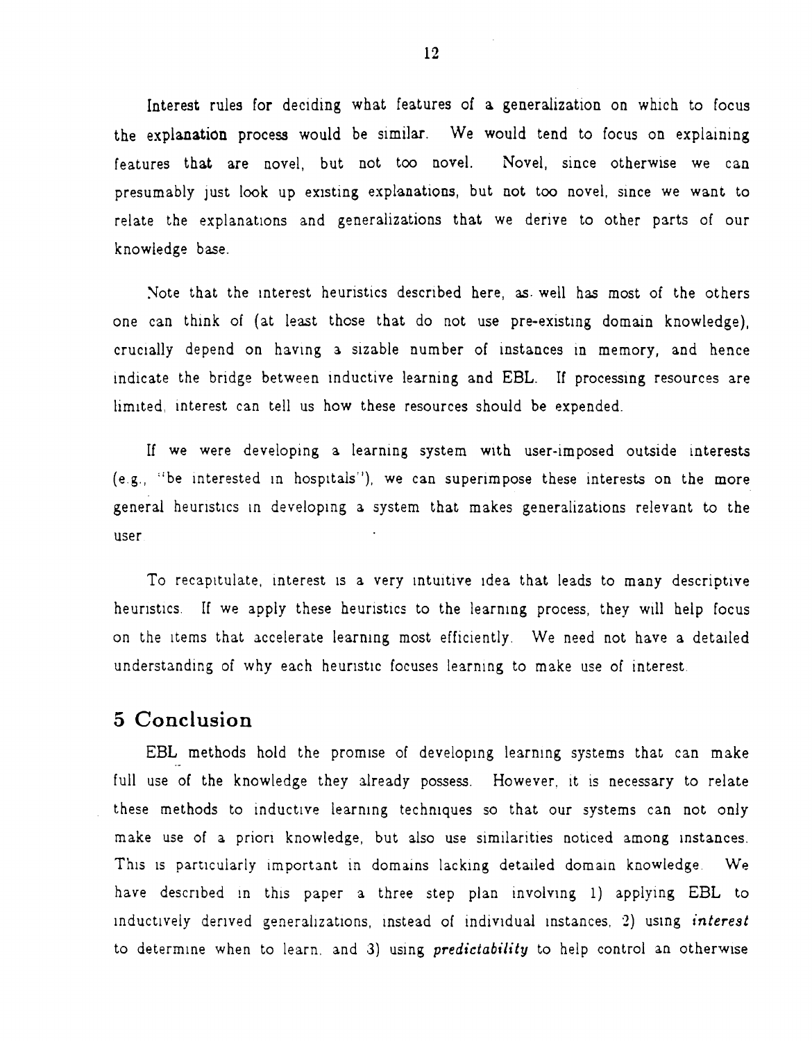Interest rules for deciding what features of a generalization on which to focus the explanation process would be similar. We would tend to focus on explaining features that are novel, but not too novel. Novel, since otherwise we can presumably just look up existing explanations, but not too novel, since we want to relate the explanations and generalizations that we derive to other parts of our knowledge base.

Note that the interest heuristics described here, as well has most of the others one can think of (at least those that do not use pre-existing domain knowledge), crucially depend on having a sizable number of instances in memory, and hence indicate the bridge between inductive learning and EBL. If processing resources are limited, interest can tell us how these resources should be expended.

If we were developing a learning system with user-imposed outside interests (e.g., "be interested in hospitals"), we can superimpose these interests on the more general heuristics in developing a system that makes generalizations relevant to the user.

To recapitulate, interest is a very intuitive idea that leads to many descriptive heuristics. If we apply these heuristics to the learning process, they will help focus on the items that accelerate learning most efficiently. We need not have a detailed understanding of why each heuristic focuses learning to make use of interest.

## 5 Conclusion

EBL methods hold the promise of developing learning systems that can make full use of the knowledge they already possess. However, it is necessary to relate these methods to inductive learning techniques so that our systems can not only make use of a priori knowledge, but also use similarities noticed among instances. This is particularly important in domains lacking detailed domain knowledge. We have described in this paper a three step plan involving 1) applying EBL to inductively derived generalizations, instead of individual instances, 2) using *interest* to determine when to learn, and 3) using *predictability* to help control an otherwise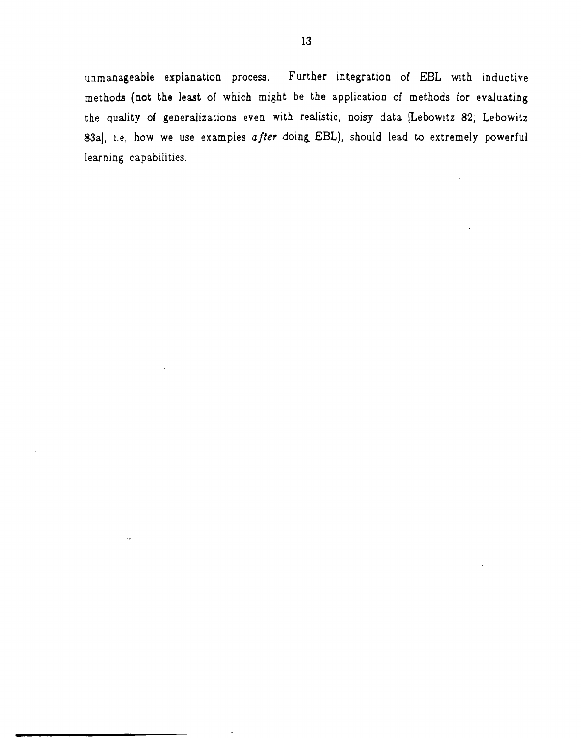unmanageable explanation process. Further integration of EBL with inductive methods (not the least of which might be the application of methods for evaluating the quality of generalizations even with realistic, noisy data [Lebowitz 82; Lebowitz 83a], i.e, how we use examples *after* doing EBL), should lead to extremely powerful learning capabilities.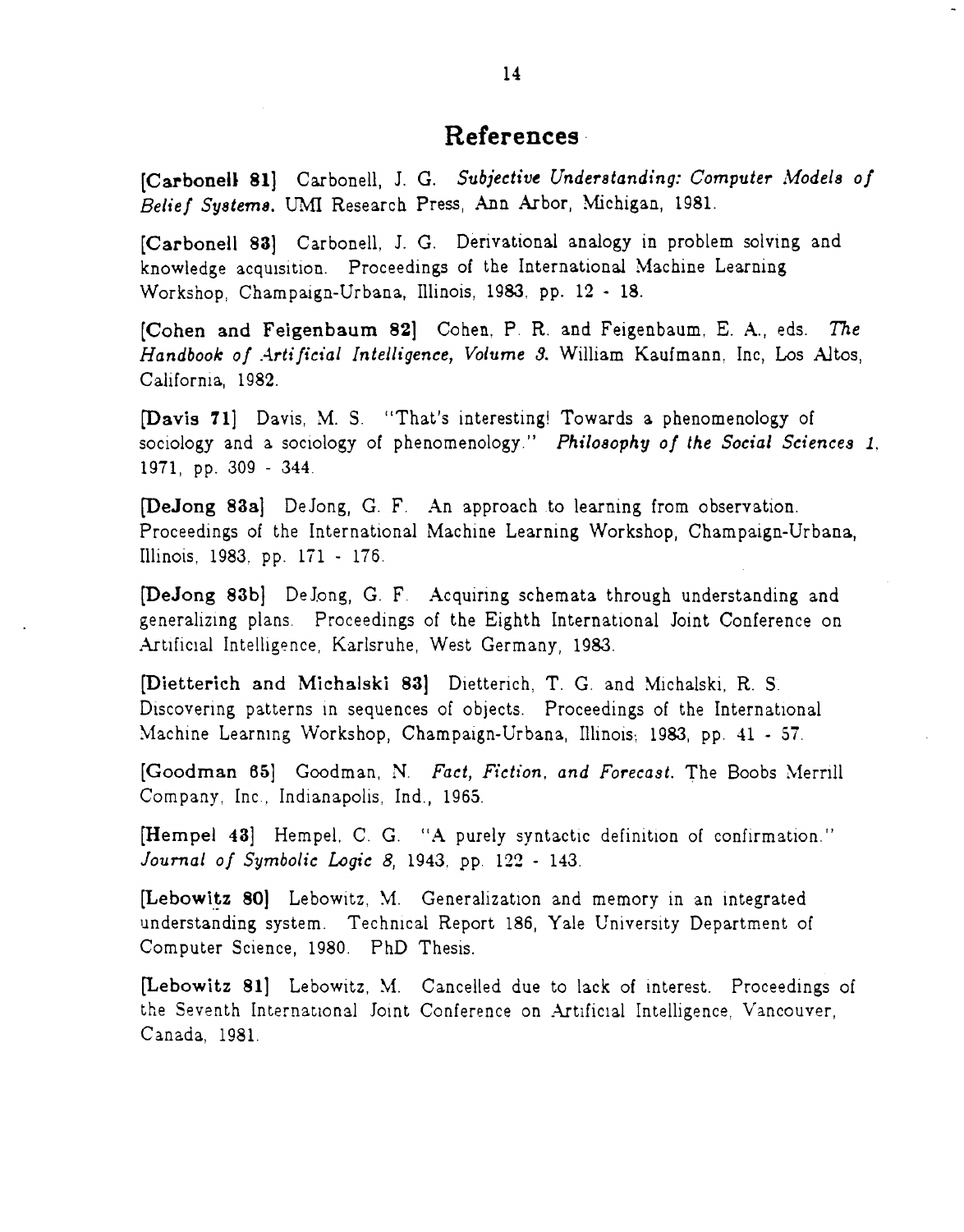## References

**[Carbonell 81]** Carbonell, J. G. *Subjective Understanding: Computer Models of Belief Systems.* UMI Research Press, Ann Arbor, Michigan, 1981.

**[Carbonell 83]** Carbonell, J. G. Derivational analogy in problem solving and knowledge acquisition. Proceedings of the International Machine Learning Workshop, Champaign-Urbana, Illinois, 1983, pp. 12 - 18.

**[Cohen and Feigenbaum 82]** Cohen, P. R. and Feigenbaum, E. A., eds. *The Handbook of Artificial Intelligence, Volume 3.* William Kaufmann, Inc, Los Altos, California, 1982.

**[Davis 71]** Davis, M. S. "That's interesting! Towards a phenomenology of sociology and a sociology of phenomenology." *Philosophy of the Social Sciences 1*, 1971, pp. 309 - 344.

**[DeJong 83a]** DeJong, G. F. An approach to learning from observation. Proceedings of the International Machine Learning Workshop, Champaign-Urbana, Illinois, 1983, pp. 171 - 176.

**[DeJong 83b]** DeJong, G. F. Acquiring schemata through understanding and generalizing plans. Proceedings of the Eighth International Joint Conference on Artificial Intelligence, Karlsruhe, West Germany, 1983.

**[Dietterich and Michalski 83]** Dietterich, T. G. and Michalski, R. S. Discovering patterns in sequences of objects. Proceedings of the International Machine Learning Workshop, Champaign-Urbana, Illinois, 1983, pp. 41 - 57.

**[Goodman 65]** Goodman, N. *Fact, Fiction, and Forecast.* The Boobs Merrill Company, Inc., Indianapolis, Ind., 1965.

**[Hempel 43]** Hempel, C. G. "A purely syntactic definition of confirmation." *Journal of Symbolic Logic 8*, 1943, pp. 122 - 143.

**[Lebowitz 80]** Lebowitz, M. Generalization and memory in an integrated understanding system. Technical Report 186, Yale University Department of Computer Science, 1980. PhD Thesis.

**[Lebowitz 81]** Lebowitz, M. Cancelled due to lack of interest. Proceedings of the Seventh International Joint Conference on Artificial Intelligence, Vancouver, Canada, 1981.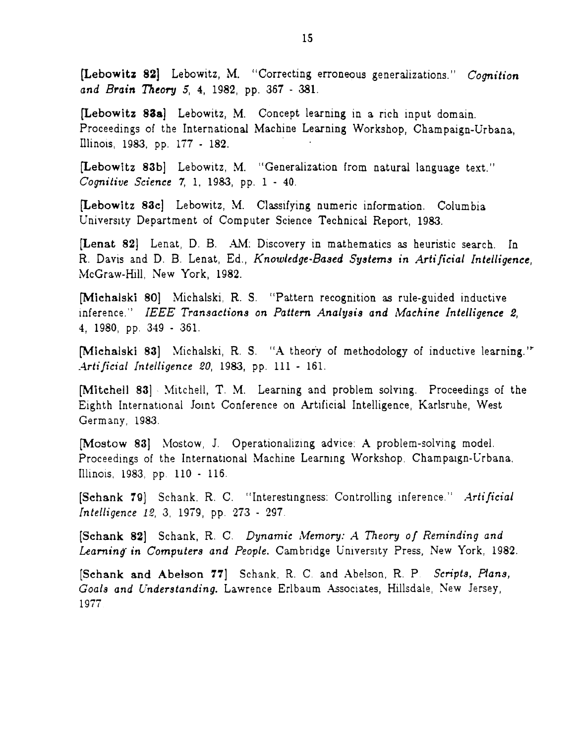**[Lebowitz 82]** Lebowitz, M. "Correcting erroneous generalizations." *Cognition and Brain Theory 5*, 4, 1982, pp. 367 - 381.

**[Lebowitz 83a]** Lebowitz, M. Concept learning in a rich input domain. Proceedings of the International Machine Learning Workshop, Champaign-Urbana, Illinois, 1983, pp. 177 - 182.

**[Lebowitz 83b]** Lebowitz, M. "Generalization from natural language text." *Cognitive Science 7*, 1, 1983, pp. 1 - 40.

**[Lebowitz 83c]** Lebowitz, M. Classifying numeric information. Columbia University Department of Computer Science Technical Report, 1983.

**[Lenat 82]** Lenat, D. B. AM: Discovery in mathematics as heuristic search. In R. Davis and D. B. Lenat, Ed., *Knowledge-Based Systems in Artificial Intelligence*, McGraw-Hill, New York, 1982.

**[Michalski 80]** Michalski, R. S. "Pattern recognition as rule-guided inductive inference." *IEEE Transactions on Pattern Analysis and Machine Intelligence 2*, 4, 1980, pp. 349 - 361.

**[Michalski 83]** Michalski, R. S. "A theory of methodology of inductive learning." *Artificial Intelligence 20*, 1983, pp. 111 - 161.

**[Mitchell 83]** Mitchell, T. M. Learning and problem solving. Proceedings of the Eighth International Joint Conference on Artificial Intelligence, Karlsruhe, West Germany, 1983.

**[Mostow 83]** Mostow, J. Operationalizing advice: A problem-solving model. Proceedings of the International Machine Learning Workshop, Champaign-Urbana, Illinois, 1983, pp. 110 - 116.

**[Schank 79]** Schank, R. C. "Interestingness: Controlling inference." *Artificial Intelligence 12*, 3, 1979, pp. 273 - 297.

**[Schank 82]** Schank, R. C. *Dynamic Memory: A Theory of Reminding and Learning in Computers and People.* Cambridge University Press, New York, 1982.

**[Schank and Abelson 77]** Schank, R. C. and Abelson, R. P. *Scripts, Plans, Goals and Understanding.* Lawrence Erlbaum Associates, Hillsdale, New Jersey, 1977.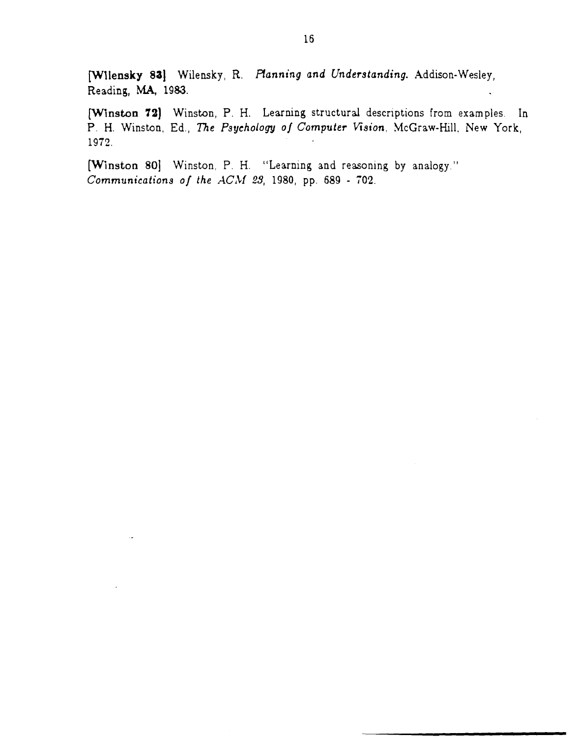[**Wilensky 83**] Wilensky, R. *Planning and Understanding.* Addison-Wesley, Reading, MA, 1983.

[**Winston 72**] Winston, P. H. Learning structural descriptions from examples. In P. H. Winston, Ed., *The Psychology of Computer Vision*. McGraw-Hill, New York, 1972.

[**Winston 80**] Winston, P. H. "Learning and reasoning by analogy." *Communications of the ACM 23*, 1980, pp. 689 - 702.